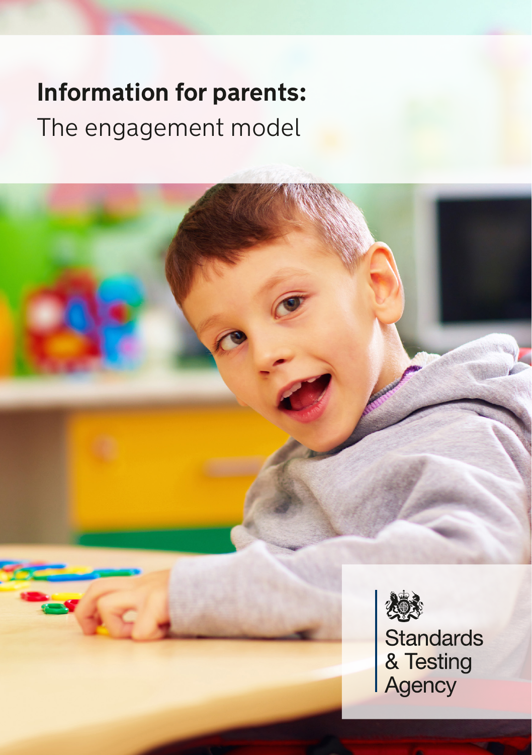# Information for parents:

The engagement model

Standards & Testing Agency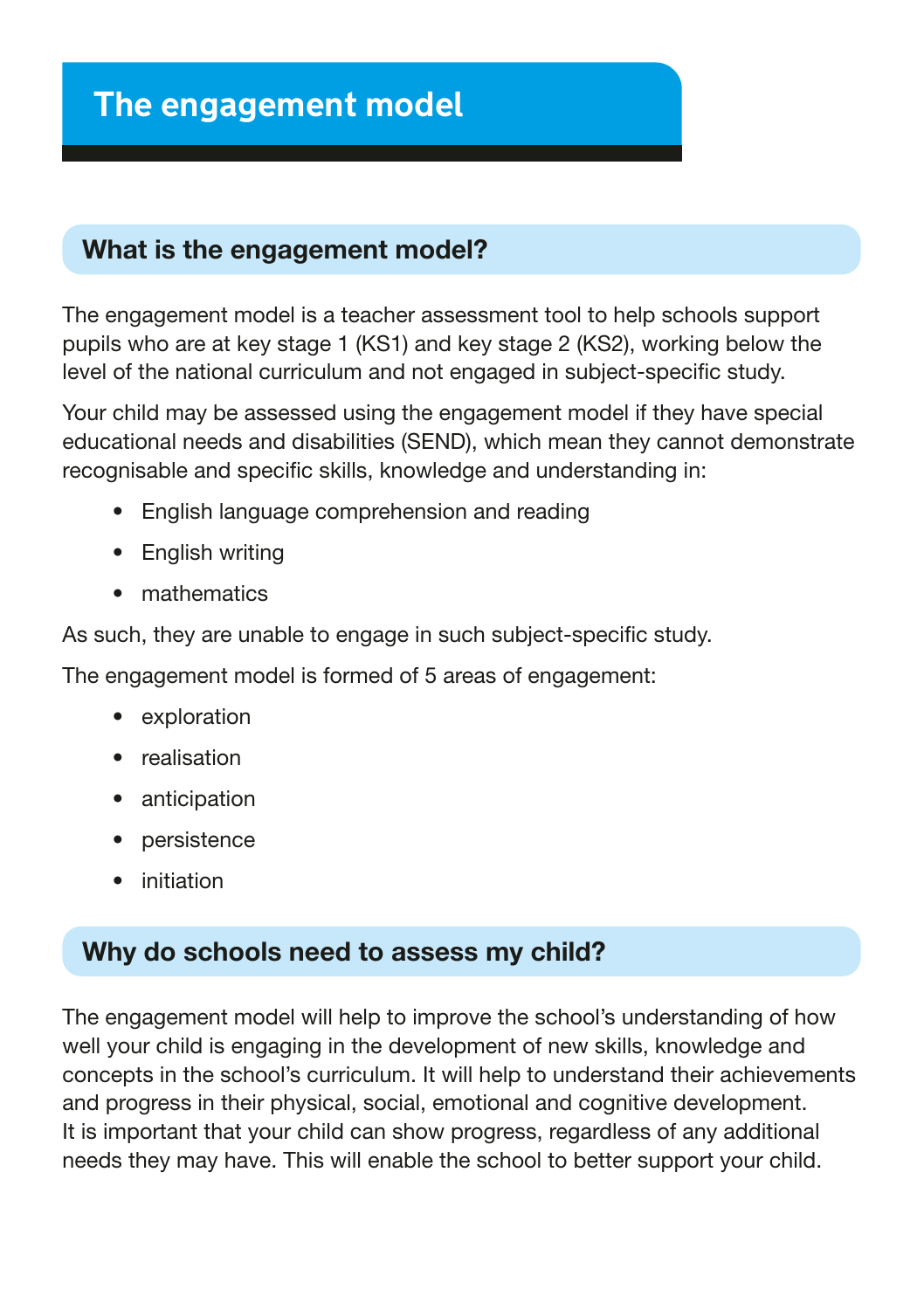# The engagement model

## What is the engagement model?

The engagement model is a teacher assessment tool to help schools support pupils who are at key stage 1 (KS1) and key stage 2 (KS2), working below the level of the national curriculum and not engaged in subject-specific study.

Your child may be assessed using the engagement model if they have special educational needs and disabilities (SEND), which mean they cannot demonstrate recognisable and specific skills, knowledge and understanding in:

- English language comprehension and reading
- English writing
- mathematics

As such, they are unable to engage in such subject-specific study.

The engagement model is formed of 5 areas of engagement:

- exploration
- realisation
- anticipation
- persistence
- initiation

## Why do schools need to assess my child?

The engagement model will help to improve the school's understanding of how well your child is engaging in the development of new skills, knowledge and concepts in the school's curriculum. It will help to understand their achievements and progress in their physical, social, emotional and cognitive development. It is important that your child can show progress, regardless of any additional needs they may have. This will enable the school to better support your child.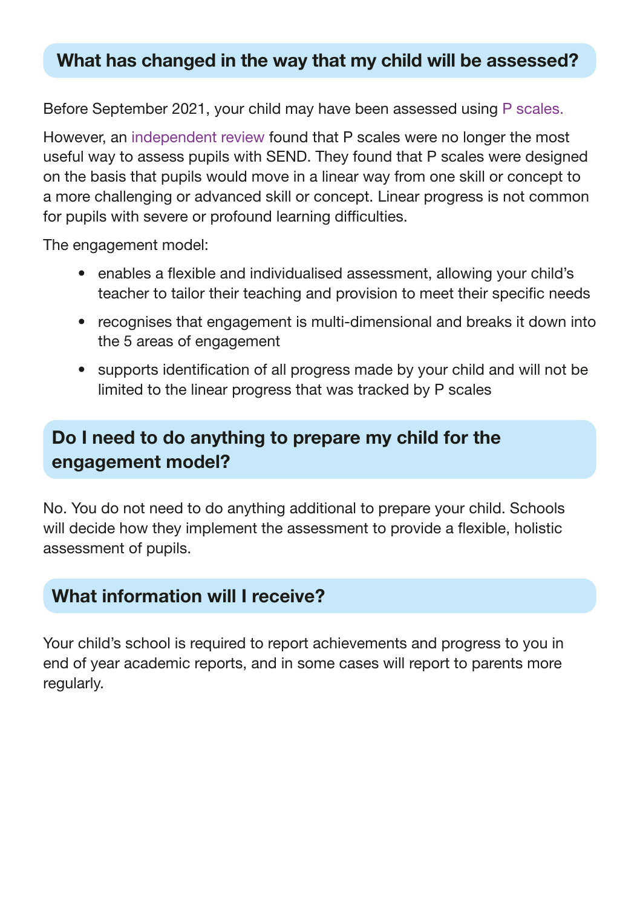## What has changed in the way that my child will be assessed?

Before September 2021, your child may have been assessed using P scales.

However, an independent review found that P scales were no longer the most useful way to assess pupils with SEND. They found that P scales were designed on the basis that pupils would move in a linear way from one skill or concept to a more challenging or advanced skill or concept. Linear progress is not common for pupils with severe or profound learning difficulties.

The engagement model:

- enables a flexible and individualised assessment, allowing your child's teacher to tailor their teaching and provision to meet their specific needs
- recognises that engagement is multi-dimensional and breaks it down into the 5 areas of engagement
- supports identification of all progress made by your child and will not be limited to the linear progress that was tracked by P scales

## Do I need to do anything to prepare my child for the engagement model?

No. You do not need to do anything additional to prepare your child. Schools will decide how they implement the assessment to provide a flexible, holistic assessment of pupils.

## What information will I receive?

Your child's school is required to report achievements and progress to you in end of year academic reports, and in some cases will report to parents more regularly.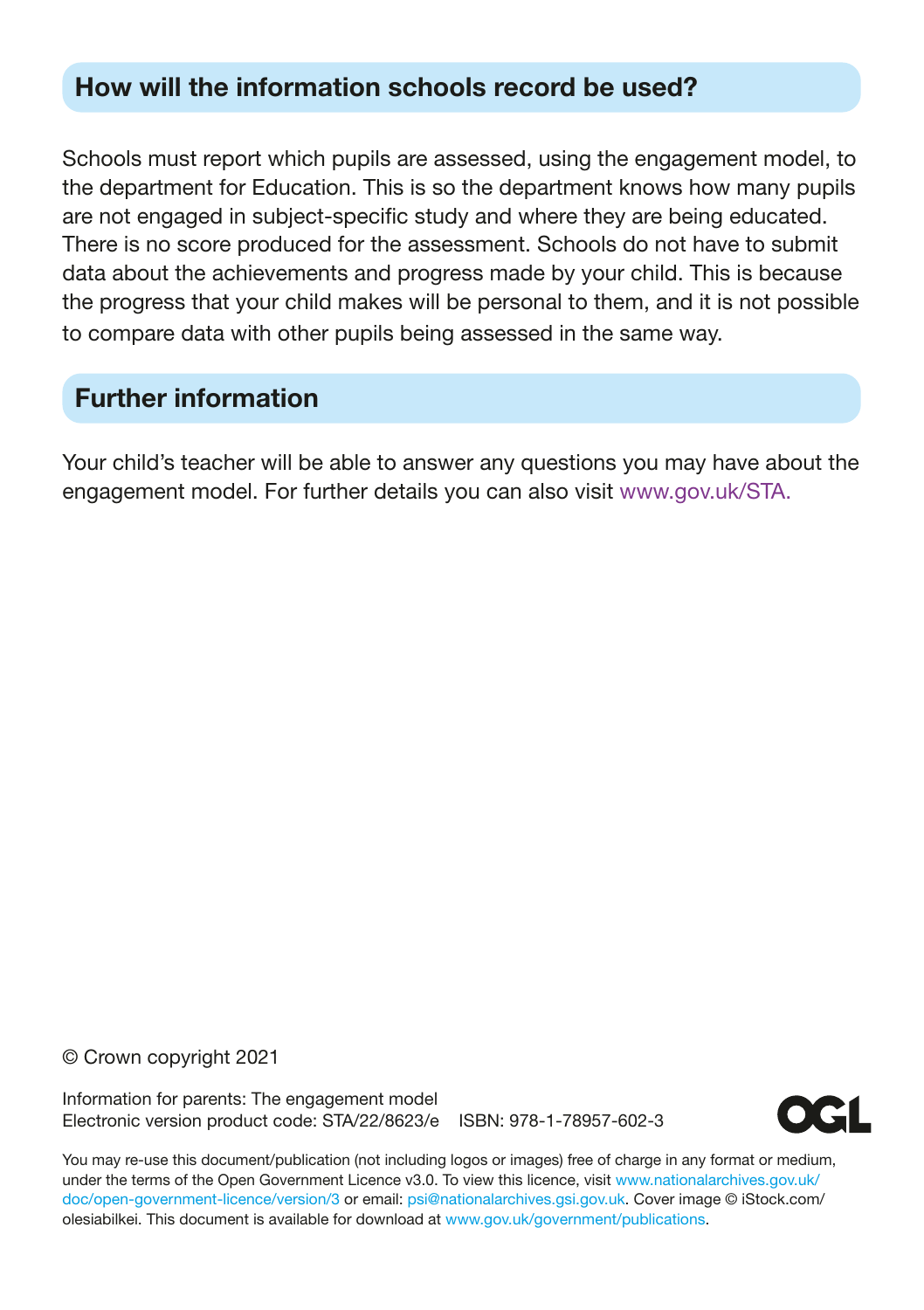## How will the information schools record be used?

Schools must report which pupils are assessed, using the engagement model, to the department for Education. This is so the department knows how many pupils are not engaged in subject-specific study and where they are being educated. There is no score produced for the assessment. Schools do not have to submit data about the achievements and progress made by your child. This is because the progress that your child makes will be personal to them, and it is not possible to compare data with other pupils being assessed in the same way.

## Further information

Your child's teacher will be able to answer any questions you may have about the engagement model. For further details you can also visit www.gov.uk/STA.

© Crown copyright 2021

Information for parents: The engagement model
Electronic version product code: STA/22/8623/e ISBN: 978-1-78957-602-3

OGL

You may re-use this document/publication (not including logos or images) free of charge in any format or medium, under the terms of the Open Government Licence v3.0. To view this licence, visit www.nationalarchives.gov.uk/doc/open-government-licence/version/3 or email: psi@nationalarchives.gsi.gov.uk. Cover image © iStock.com/olesiabilkei. This document is available for download at www.gov.uk/government/publications.